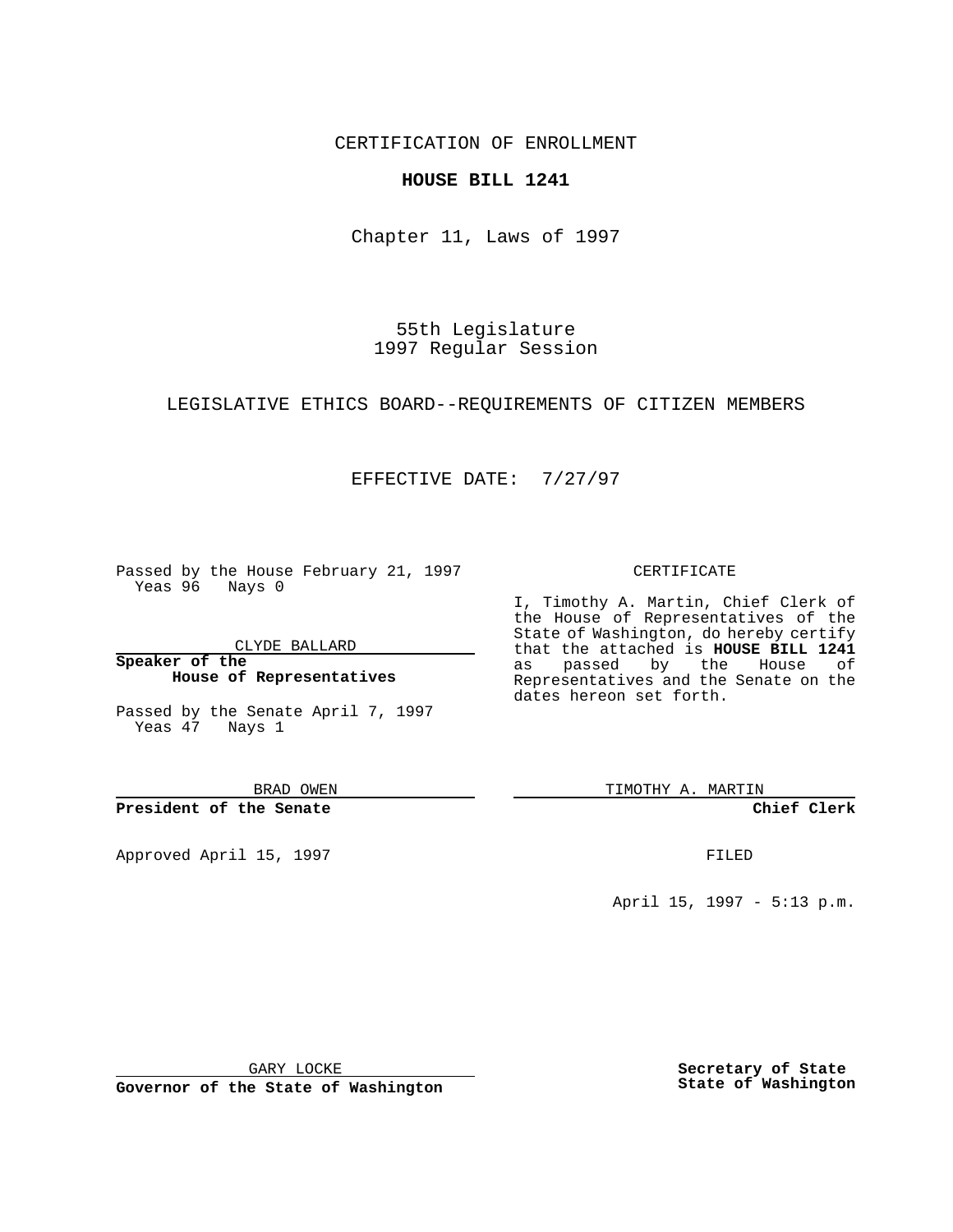CERTIFICATION OF ENROLLMENT

**HOUSE BILL 1241**

Chapter 11, Laws of 1997

55th Legislature
1997 Regular Session

LEGISLATIVE ETHICS BOARD--REQUIREMENTS OF CITIZEN MEMBERS

EFFECTIVE DATE: 7/27/97

Passed by the House February 21, 1997
Yeas 96 Nays 0

CLYDE BALLARD

**Speaker of the House of Representatives**

Passed by the Senate April 7, 1997
Yeas 47 Nays 1

BRAD OWEN

**President of the Senate**

Approved April 15, 1997

GARY LOCKE

**Governor of the State of Washington**

CERTIFICATE

I, Timothy A. Martin, Chief Clerk of the House of Representatives of the State of Washington, do hereby certify that the attached is **HOUSE BILL 1241** as passed by the House of Representatives and the Senate on the dates hereon set forth.

TIMOTHY A. MARTIN

**Chief Clerk**

FILED

April 15, 1997 - 5:13 p.m.

**Secretary of State State of Washington**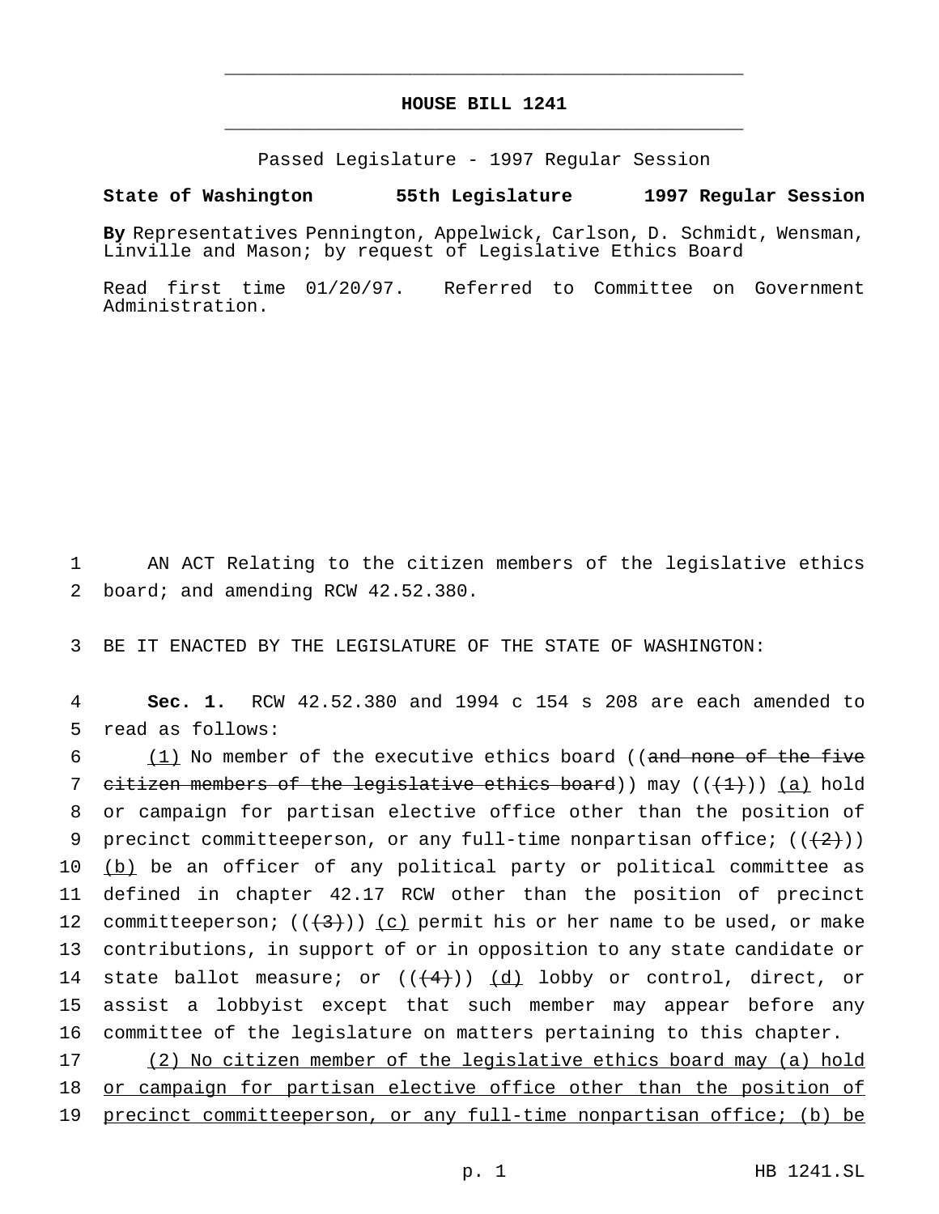# HOUSE BILL 1241

Passed Legislature - 1997 Regular Session

**State of Washington 55th Legislature 1997 Regular Session**

**By** Representatives Pennington, Appelwick, Carlson, D. Schmidt, Wensman, Linville and Mason; by request of Legislative Ethics Board

Read first time 01/20/97. Referred to Committee on Government Administration.

AN ACT Relating to the citizen members of the legislative ethics board; and amending RCW 42.52.380.

BE IT ENACTED BY THE LEGISLATURE OF THE STATE OF WASHINGTON:

**Sec. 1.** RCW 42.52.380 and 1994 c 154 s 208 are each amended to read as follows:

(1) No member of the executive ethics board ((~~and none of the five citizen members of the legislative ethics board~~)) may ((~~(1)~~)) (a) hold or campaign for partisan elective office other than the position of precinct committeeperson, or any full-time nonpartisan office; ((~~(2)~~)) (b) be an officer of any political party or political committee as defined in chapter 42.17 RCW other than the position of precinct committeeperson; ((~~(3)~~)) (c) permit his or her name to be used, or make contributions, in support of or in opposition to any state candidate or state ballot measure; or ((~~(4)~~)) (d) lobby or control, direct, or assist a lobbyist except that such member may appear before any committee of the legislature on matters pertaining to this chapter.

(2) No citizen member of the legislative ethics board may (a) hold or campaign for partisan elective office other than the position of precinct committeeperson, or any full-time nonpartisan office; (b) be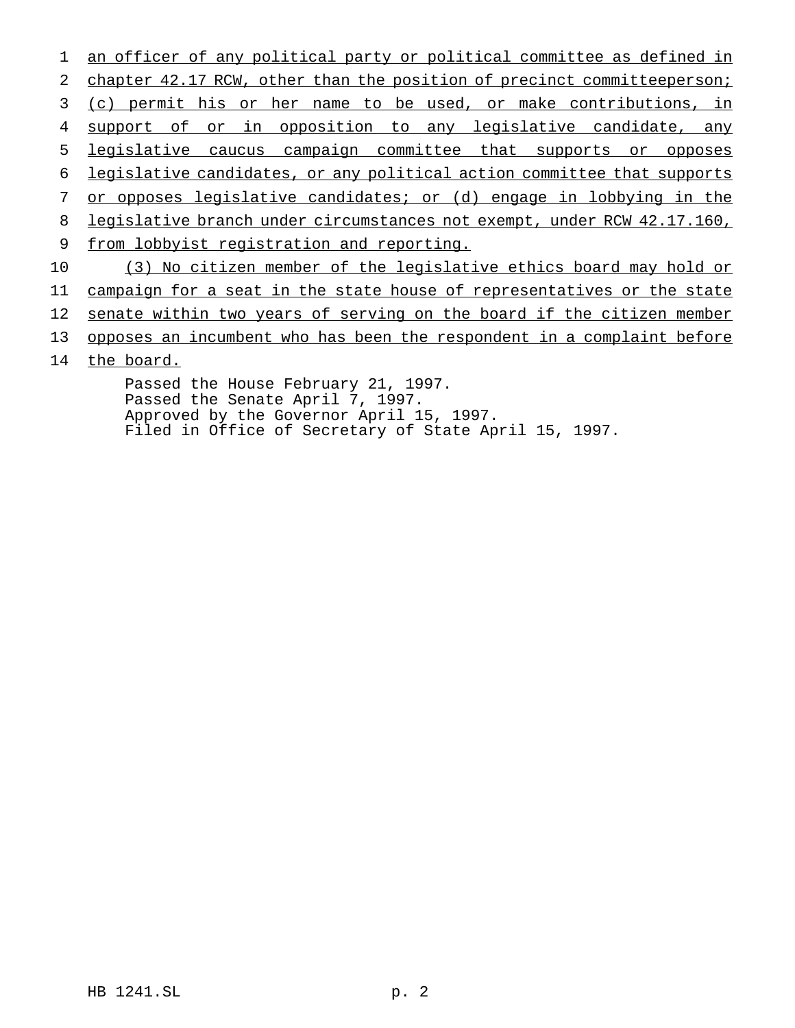an officer of any political party or political committee as defined in chapter 42.17 RCW, other than the position of precinct committeeperson; (c) permit his or her name to be used, or make contributions, in support of or in opposition to any legislative candidate, any legislative caucus campaign committee that supports or opposes legislative candidates, or any political action committee that supports or opposes legislative candidates; or (d) engage in lobbying in the legislative branch under circumstances not exempt, under RCW 42.17.160, from lobbyist registration and reporting.

(3) No citizen member of the legislative ethics board may hold or campaign for a seat in the state house of representatives or the state senate within two years of serving on the board if the citizen member opposes an incumbent who has been the respondent in a complaint before the board.

Passed the House February 21, 1997.
Passed the Senate April 7, 1997.
Approved by the Governor April 15, 1997.
Filed in Office of Secretary of State April 15, 1997.